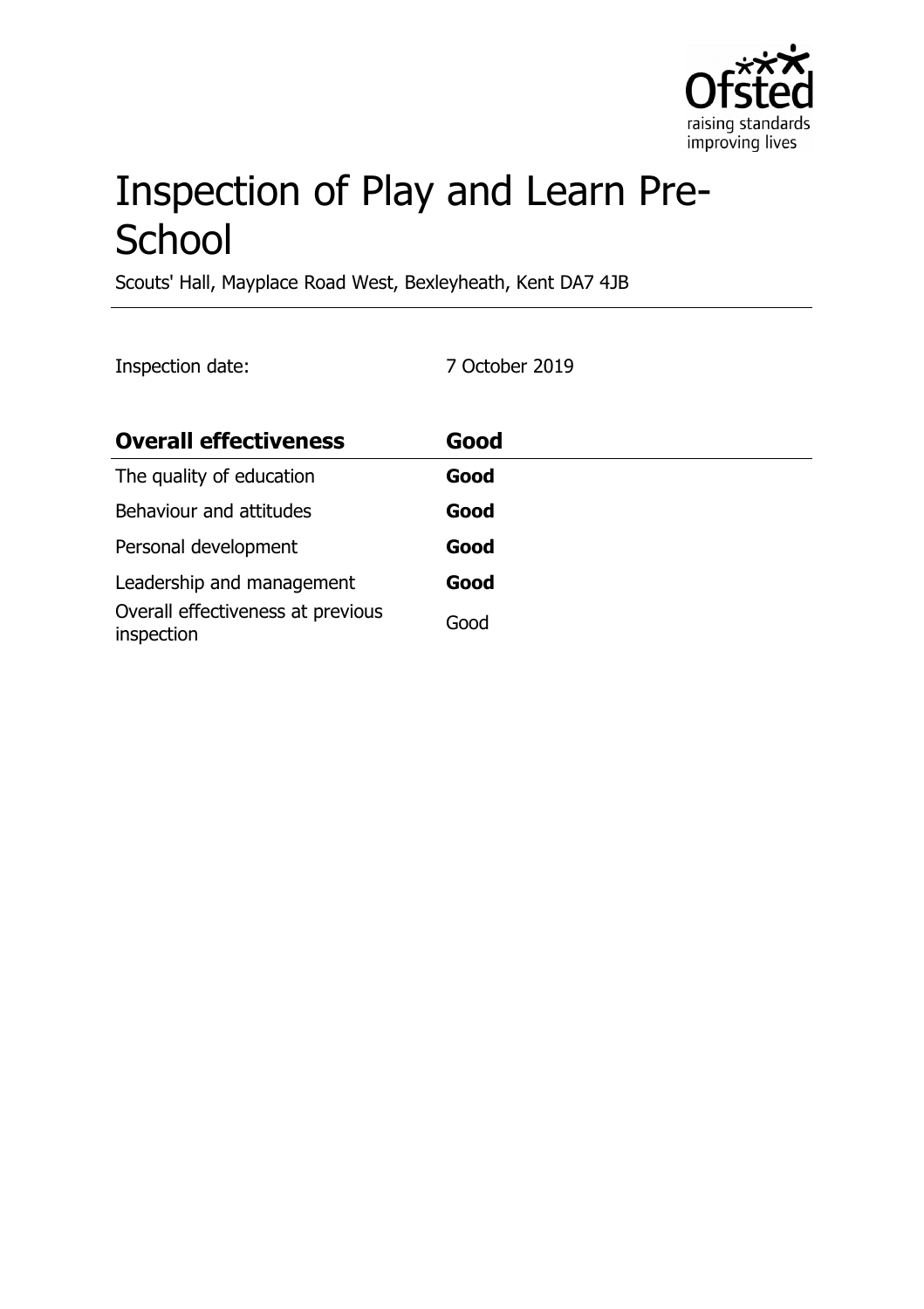# Inspection of Play and Learn Pre-School

Scouts' Hall, Mayplace Road West, Bexleyheath, Kent DA7 4JB

Inspection date: 7 October 2019

| **Overall effectiveness** | **Good** |
| --- | --- |
| The quality of education | **Good** |
| Behaviour and attitudes | **Good** |
| Personal development | **Good** |
| Leadership and management | **Good** |
| Overall effectiveness at previous inspection | Good |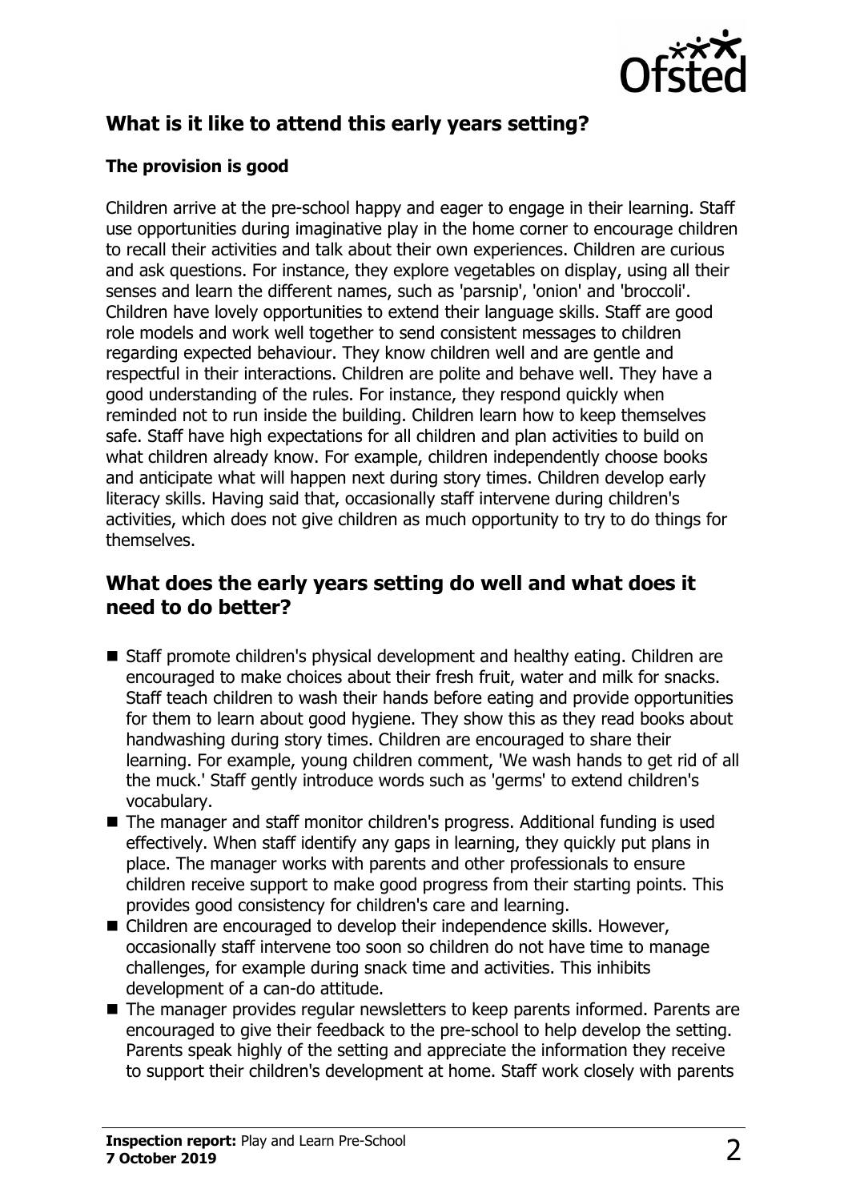## What is it like to attend this early years setting?

### The provision is good

Children arrive at the pre-school happy and eager to engage in their learning. Staff use opportunities during imaginative play in the home corner to encourage children to recall their activities and talk about their own experiences. Children are curious and ask questions. For instance, they explore vegetables on display, using all their senses and learn the different names, such as 'parsnip', 'onion' and 'broccoli'. Children have lovely opportunities to extend their language skills. Staff are good role models and work well together to send consistent messages to children regarding expected behaviour. They know children well and are gentle and respectful in their interactions. Children are polite and behave well. They have a good understanding of the rules. For instance, they respond quickly when reminded not to run inside the building. Children learn how to keep themselves safe. Staff have high expectations for all children and plan activities to build on what children already know. For example, children independently choose books and anticipate what will happen next during story times. Children develop early literacy skills. Having said that, occasionally staff intervene during children's activities, which does not give children as much opportunity to try to do things for themselves.

## What does the early years setting do well and what does it need to do better?

- Staff promote children's physical development and healthy eating. Children are encouraged to make choices about their fresh fruit, water and milk for snacks. Staff teach children to wash their hands before eating and provide opportunities for them to learn about good hygiene. They show this as they read books about handwashing during story times. Children are encouraged to share their learning. For example, young children comment, 'We wash hands to get rid of all the muck.' Staff gently introduce words such as 'germs' to extend children's vocabulary.
- The manager and staff monitor children's progress. Additional funding is used effectively. When staff identify any gaps in learning, they quickly put plans in place. The manager works with parents and other professionals to ensure children receive support to make good progress from their starting points. This provides good consistency for children's care and learning.
- Children are encouraged to develop their independence skills. However, occasionally staff intervene too soon so children do not have time to manage challenges, for example during snack time and activities. This inhibits development of a can-do attitude.
- The manager provides regular newsletters to keep parents informed. Parents are encouraged to give their feedback to the pre-school to help develop the setting. Parents speak highly of the setting and appreciate the information they receive to support their children's development at home. Staff work closely with parents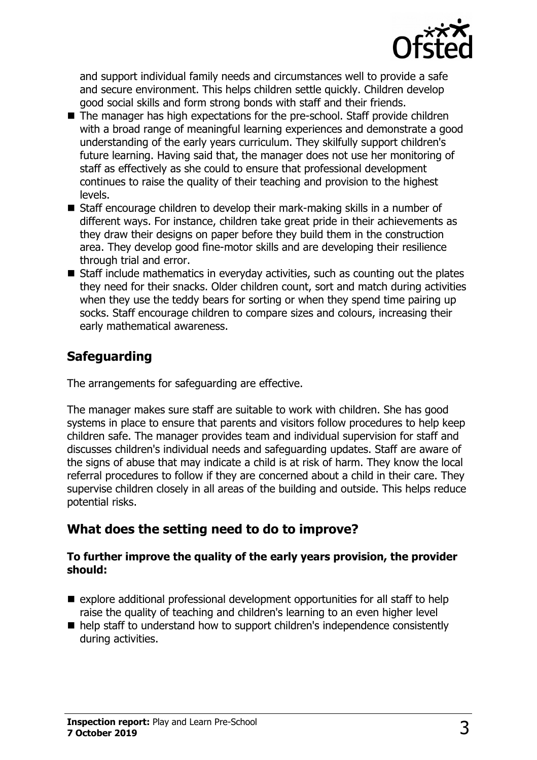and support individual family needs and circumstances well to provide a safe and secure environment. This helps children settle quickly. Children develop good social skills and form strong bonds with staff and their friends.

- The manager has high expectations for the pre-school. Staff provide children with a broad range of meaningful learning experiences and demonstrate a good understanding of the early years curriculum. They skilfully support children's future learning. Having said that, the manager does not use her monitoring of staff as effectively as she could to ensure that professional development continues to raise the quality of their teaching and provision to the highest levels.
- Staff encourage children to develop their mark-making skills in a number of different ways. For instance, children take great pride in their achievements as they draw their designs on paper before they build them in the construction area. They develop good fine-motor skills and are developing their resilience through trial and error.
- Staff include mathematics in everyday activities, such as counting out the plates they need for their snacks. Older children count, sort and match during activities when they use the teddy bears for sorting or when they spend time pairing up socks. Staff encourage children to compare sizes and colours, increasing their early mathematical awareness.

## Safeguarding

The arrangements for safeguarding are effective.

The manager makes sure staff are suitable to work with children. She has good systems in place to ensure that parents and visitors follow procedures to help keep children safe. The manager provides team and individual supervision for staff and discusses children's individual needs and safeguarding updates. Staff are aware of the signs of abuse that may indicate a child is at risk of harm. They know the local referral procedures to follow if they are concerned about a child in their care. They supervise children closely in all areas of the building and outside. This helps reduce potential risks.

## What does the setting need to do to improve?

**To further improve the quality of the early years provision, the provider should:**

- explore additional professional development opportunities for all staff to help raise the quality of teaching and children's learning to an even higher level
- help staff to understand how to support children's independence consistently during activities.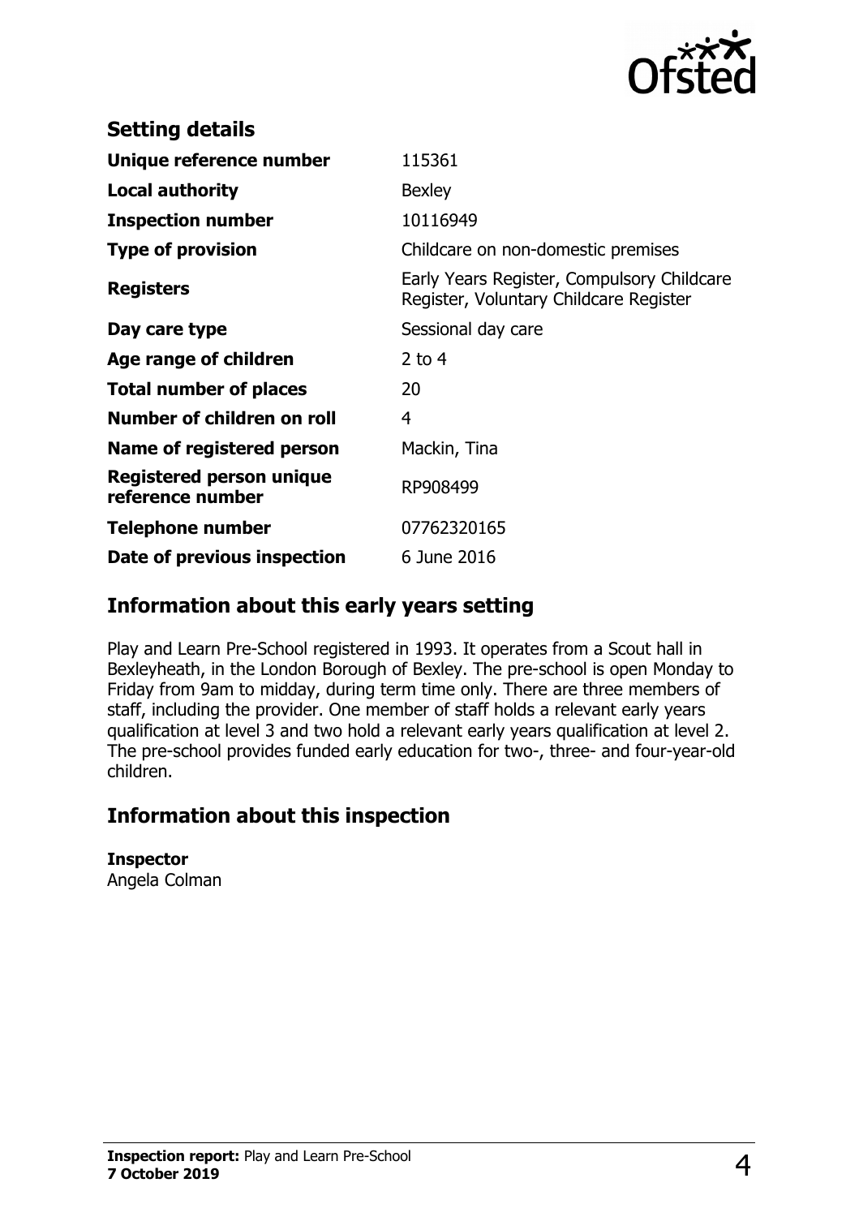## Setting details

| | |
|---|---|
| **Unique reference number** | 115361 |
| **Local authority** | Bexley |
| **Inspection number** | 10116949 |
| **Type of provision** | Childcare on non-domestic premises |
| **Registers** | Early Years Register, Compulsory Childcare Register, Voluntary Childcare Register |
| **Day care type** | Sessional day care |
| **Age range of children** | 2 to 4 |
| **Total number of places** | 20 |
| **Number of children on roll** | 4 |
| **Name of registered person** | Mackin, Tina |
| **Registered person unique reference number** | RP908499 |
| **Telephone number** | 07762320165 |
| **Date of previous inspection** | 6 June 2016 |

## Information about this early years setting

Play and Learn Pre-School registered in 1993. It operates from a Scout hall in Bexleyheath, in the London Borough of Bexley. The pre-school is open Monday to Friday from 9am to midday, during term time only. There are three members of staff, including the provider. One member of staff holds a relevant early years qualification at level 3 and two hold a relevant early years qualification at level 2. The pre-school provides funded early education for two-, three- and four-year-old children.

## Information about this inspection

**Inspector**
Angela Colman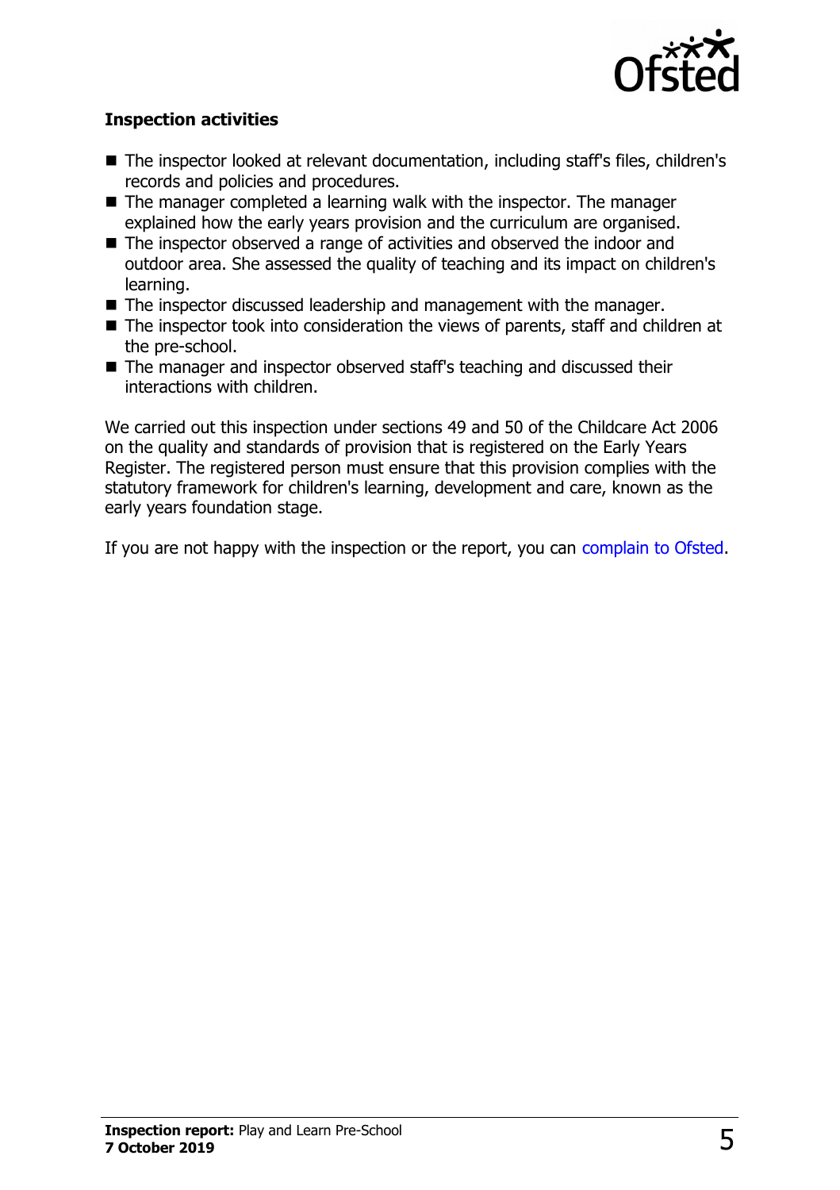### Inspection activities

- The inspector looked at relevant documentation, including staff's files, children's records and policies and procedures.
- The manager completed a learning walk with the inspector. The manager explained how the early years provision and the curriculum are organised.
- The inspector observed a range of activities and observed the indoor and outdoor area. She assessed the quality of teaching and its impact on children's learning.
- The inspector discussed leadership and management with the manager.
- The inspector took into consideration the views of parents, staff and children at the pre-school.
- The manager and inspector observed staff's teaching and discussed their interactions with children.

We carried out this inspection under sections 49 and 50 of the Childcare Act 2006 on the quality and standards of provision that is registered on the Early Years Register. The registered person must ensure that this provision complies with the statutory framework for children's learning, development and care, known as the early years foundation stage.

If you are not happy with the inspection or the report, you can complain to Ofsted.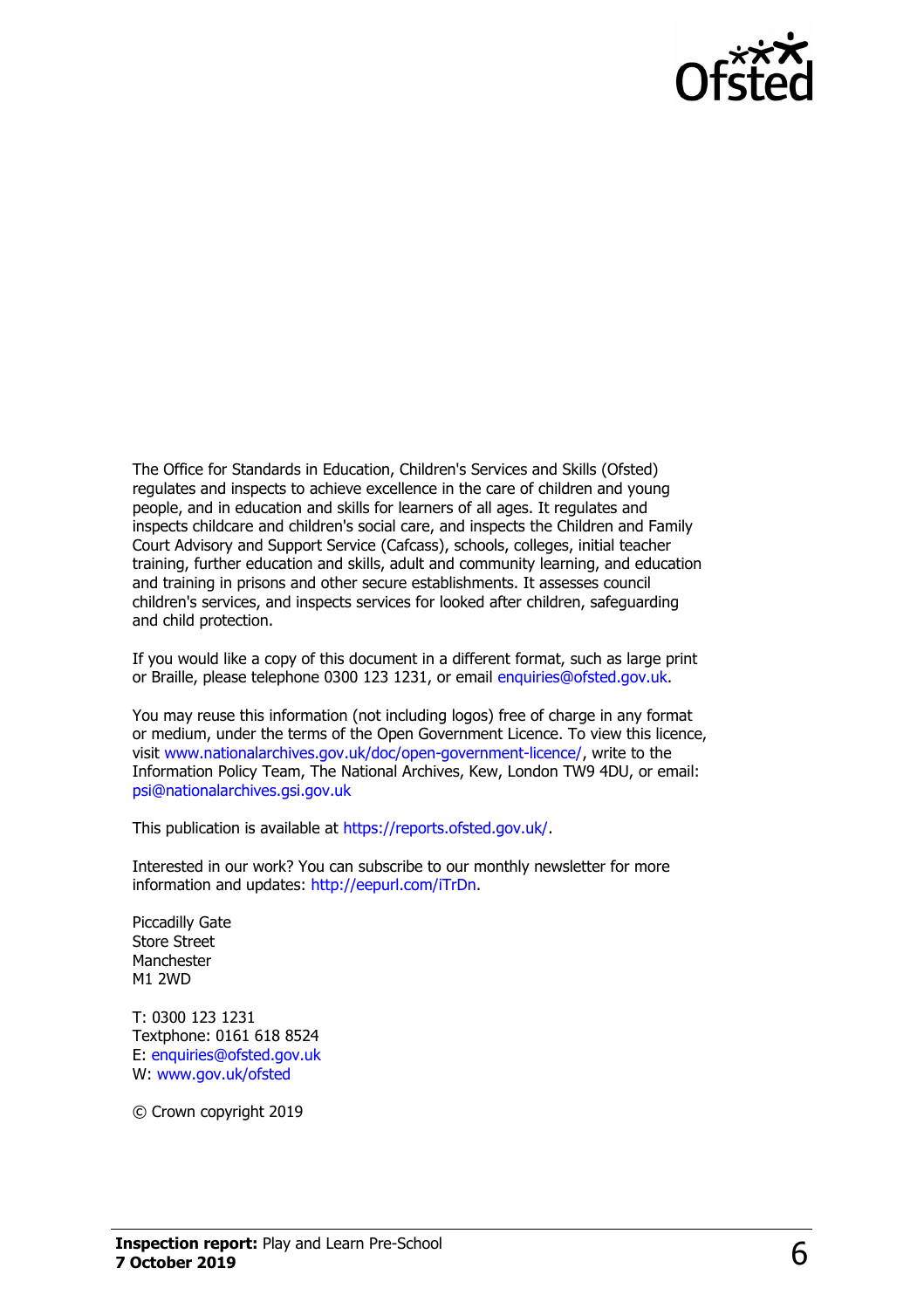The Office for Standards in Education, Children's Services and Skills (Ofsted) regulates and inspects to achieve excellence in the care of children and young people, and in education and skills for learners of all ages. It regulates and inspects childcare and children's social care, and inspects the Children and Family Court Advisory and Support Service (Cafcass), schools, colleges, initial teacher training, further education and skills, adult and community learning, and education and training in prisons and other secure establishments. It assesses council children's services, and inspects services for looked after children, safeguarding and child protection.

If you would like a copy of this document in a different format, such as large print or Braille, please telephone 0300 123 1231, or email enquiries@ofsted.gov.uk.

You may reuse this information (not including logos) free of charge in any format or medium, under the terms of the Open Government Licence. To view this licence, visit www.nationalarchives.gov.uk/doc/open-government-licence/, write to the Information Policy Team, The National Archives, Kew, London TW9 4DU, or email: psi@nationalarchives.gsi.gov.uk

This publication is available at https://reports.ofsted.gov.uk/.

Interested in our work? You can subscribe to our monthly newsletter for more information and updates: http://eepurl.com/iTrDn.

Piccadilly Gate
Store Street
Manchester
M1 2WD

T: 0300 123 1231
Textphone: 0161 618 8524
E: enquiries@ofsted.gov.uk
W: www.gov.uk/ofsted

© Crown copyright 2019